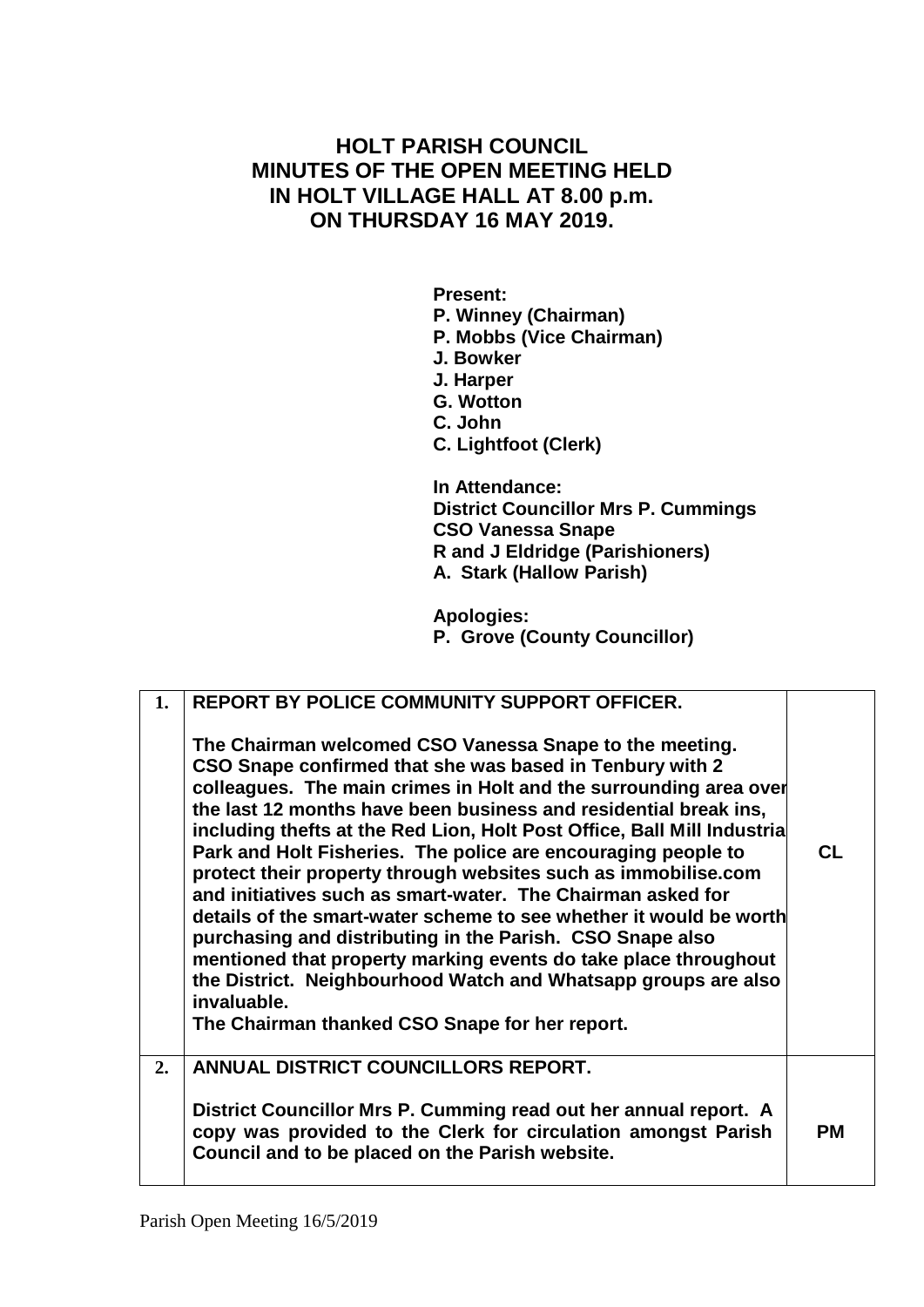# HOLT PARISH COUNCIL
# MINUTES OF THE OPEN MEETING HELD IN HOLT VILLAGE HALL AT 8.00 p.m. ON THURSDAY 16 MAY 2019.

**Present:**
**P. Winney (Chairman)**
**P. Mobbs (Vice Chairman)**
**J. Bowker**
**J. Harper**
**G. Wotton**
**C. John**
**C. Lightfoot (Clerk)**

**In Attendance:**
**District Councillor Mrs P. Cummings**
**CSO Vanessa Snape**
**R and J Eldridge (Parishioners)**
**A. Stark (Hallow Parish)**

**Apologies:**
**P. Grove (County Councillor)**

| | | |
|---|---|---|
| **1.** | **REPORT BY POLICE COMMUNITY SUPPORT OFFICER.**<br><br>**The Chairman welcomed CSO Vanessa Snape to the meeting. CSO Snape confirmed that she was based in Tenbury with 2 colleagues. The main crimes in Holt and the surrounding area over the last 12 months have been business and residential break ins, including thefts at the Red Lion, Holt Post Office, Ball Mill Industria Park and Holt Fisheries. The police are encouraging people to protect their property through websites such as immobilise.com and initiatives such as smart-water. The Chairman asked for details of the smart-water scheme to see whether it would be worth purchasing and distributing in the Parish. CSO Snape also mentioned that property marking events do take place throughout the District. Neighbourhood Watch and Whatsapp groups are also invaluable.**<br>**The Chairman thanked CSO Snape for her report.** | **CL** |
| **2.** | **ANNUAL DISTRICT COUNCILLORS REPORT.**<br><br>**District Councillor Mrs P. Cumming read out her annual report. A copy was provided to the Clerk for circulation amongst Parish Council and to be placed on the Parish website.** | **PM** |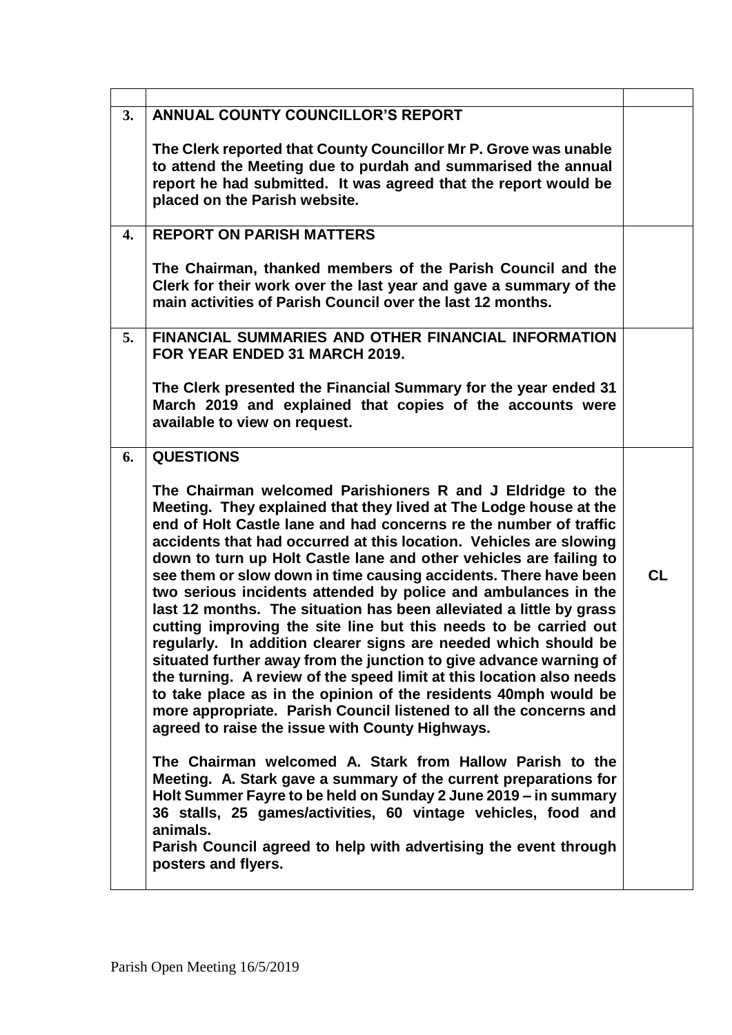| | | |
|---|---|---|
| **3.** | **ANNUAL COUNTY COUNCILLOR'S REPORT**<br><br>**The Clerk reported that County Councillor Mr P. Grove was unable to attend the Meeting due to purdah and summarised the annual report he had submitted. It was agreed that the report would be placed on the Parish website.** | |
| **4.** | **REPORT ON PARISH MATTERS**<br><br>**The Chairman, thanked members of the Parish Council and the Clerk for their work over the last year and gave a summary of the main activities of Parish Council over the last 12 months.** | |
| **5.** | **FINANCIAL SUMMARIES AND OTHER FINANCIAL INFORMATION FOR YEAR ENDED 31 MARCH 2019.**<br><br>**The Clerk presented the Financial Summary for the year ended 31 March 2019 and explained that copies of the accounts were available to view on request.** | |
| **6.** | **QUESTIONS**<br><br>**The Chairman welcomed Parishioners R and J Eldridge to the Meeting. They explained that they lived at The Lodge house at the end of Holt Castle lane and had concerns re the number of traffic accidents that had occurred at this location. Vehicles are slowing down to turn up Holt Castle lane and other vehicles are failing to see them or slow down in time causing accidents. There have been two serious incidents attended by police and ambulances in the last 12 months. The situation has been alleviated a little by grass cutting improving the site line but this needs to be carried out regularly. In addition clearer signs are needed which should be situated further away from the junction to give advance warning of the turning. A review of the speed limit at this location also needs to take place as in the opinion of the residents 40mph would be more appropriate. Parish Council listened to all the concerns and agreed to raise the issue with County Highways.**<br><br>**The Chairman welcomed A. Stark from Hallow Parish to the Meeting. A. Stark gave a summary of the current preparations for Holt Summer Fayre to be held on Sunday 2 June 2019 – in summary 36 stalls, 25 games/activities, 60 vintage vehicles, food and animals.**<br>**Parish Council agreed to help with advertising the event through posters and flyers.** | **CL** |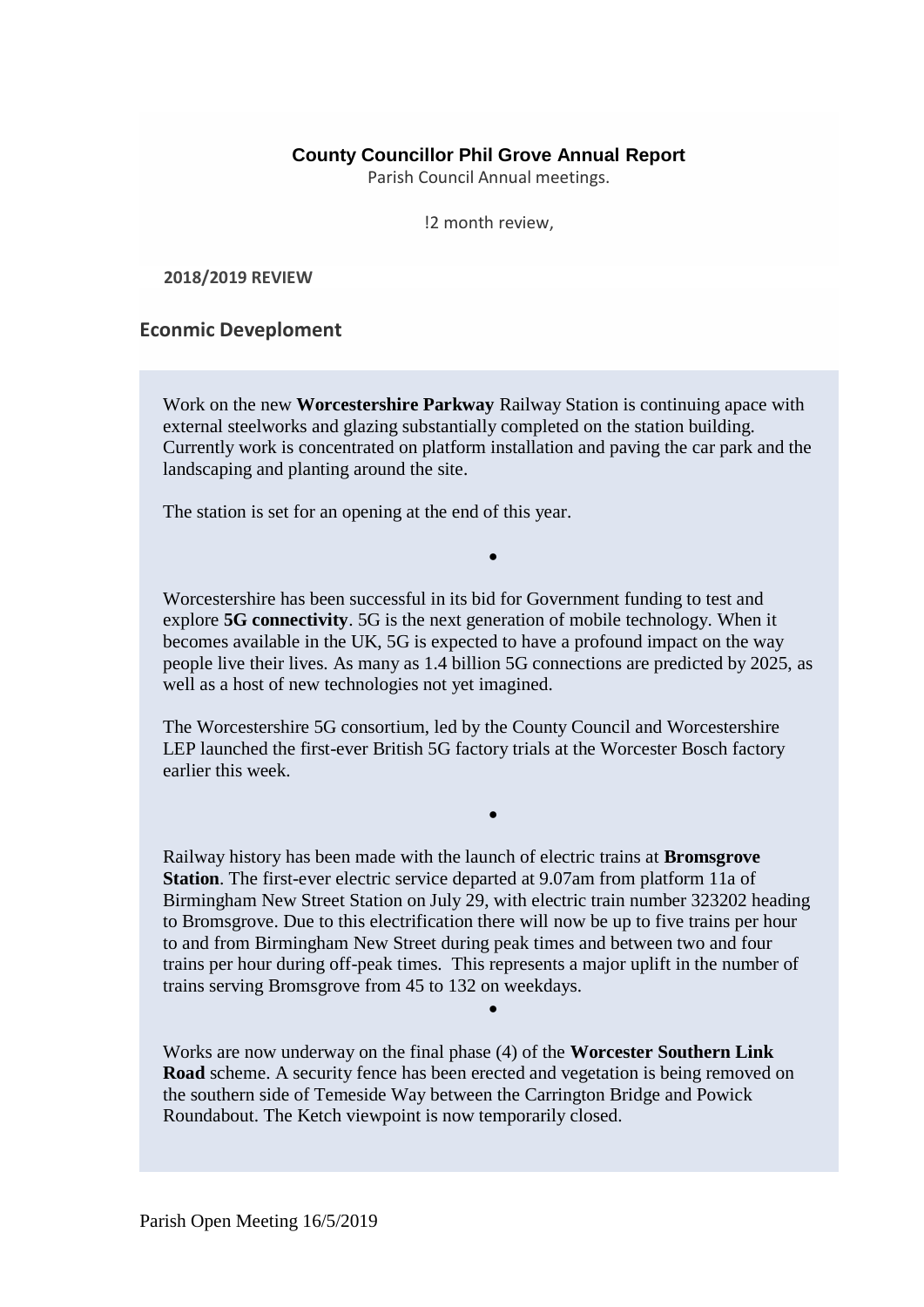**County Councillor Phil Grove Annual Report**

Parish Council Annual meetings.

!2 month review,

**2018/2019 REVIEW**

## Econmic Deveploment

Work on the new **Worcestershire Parkway** Railway Station is continuing apace with external steelworks and glazing substantially completed on the station building. Currently work is concentrated on platform installation and paving the car park and the landscaping and planting around the site.

The station is set for an opening at the end of this year.

•

Worcestershire has been successful in its bid for Government funding to test and explore **5G connectivity**. 5G is the next generation of mobile technology. When it becomes available in the UK, 5G is expected to have a profound impact on the way people live their lives. As many as 1.4 billion 5G connections are predicted by 2025, as well as a host of new technologies not yet imagined.

The Worcestershire 5G consortium, led by the County Council and Worcestershire LEP launched the first-ever British 5G factory trials at the Worcester Bosch factory earlier this week.

•

Railway history has been made with the launch of electric trains at **Bromsgrove Station**. The first-ever electric service departed at 9.07am from platform 11a of Birmingham New Street Station on July 29, with electric train number 323202 heading to Bromsgrove. Due to this electrification there will now be up to five trains per hour to and from Birmingham New Street during peak times and between two and four trains per hour during off-peak times. This represents a major uplift in the number of trains serving Bromsgrove from 45 to 132 on weekdays.

•

Works are now underway on the final phase (4) of the **Worcester Southern Link Road** scheme. A security fence has been erected and vegetation is being removed on the southern side of Temeside Way between the Carrington Bridge and Powick Roundabout. The Ketch viewpoint is now temporarily closed.

Parish Open Meeting 16/5/2019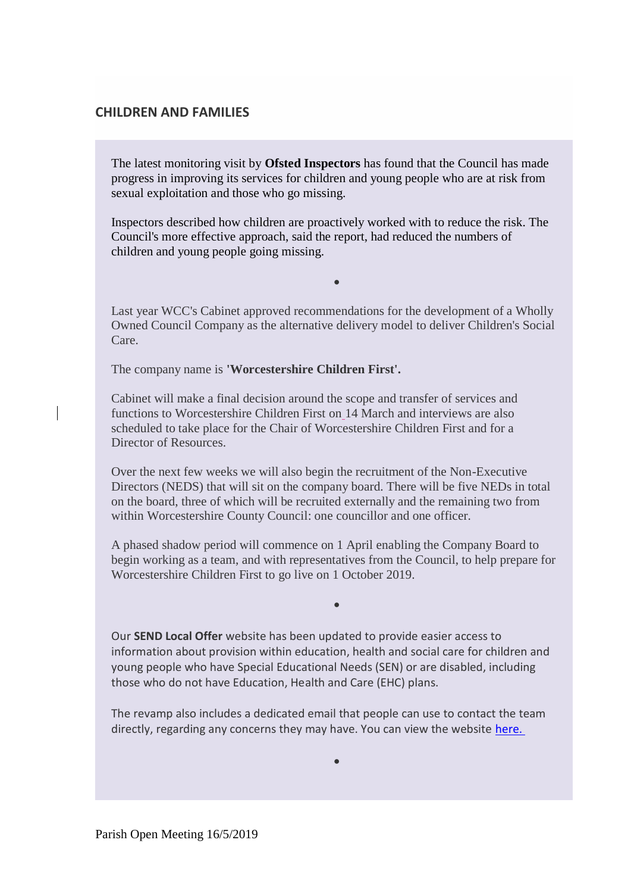## CHILDREN AND FAMILIES

The latest monitoring visit by **Ofsted Inspectors** has found that the Council has made progress in improving its services for children and young people who are at risk from sexual exploitation and those who go missing.

Inspectors described how children are proactively worked with to reduce the risk. The Council's more effective approach, said the report, had reduced the numbers of children and young people going missing.

•

Last year WCC's Cabinet approved recommendations for the development of a Wholly Owned Council Company as the alternative delivery model to deliver Children's Social Care.

The company name is **'Worcestershire Children First'.**

Cabinet will make a final decision around the scope and transfer of services and functions to Worcestershire Children First on 14 March and interviews are also scheduled to take place for the Chair of Worcestershire Children First and for a Director of Resources.

Over the next few weeks we will also begin the recruitment of the Non-Executive Directors (NEDS) that will sit on the company board. There will be five NEDs in total on the board, three of which will be recruited externally and the remaining two from within Worcestershire County Council: one councillor and one officer.

A phased shadow period will commence on 1 April enabling the Company Board to begin working as a team, and with representatives from the Council, to help prepare for Worcestershire Children First to go live on 1 October 2019.

•

Our **SEND Local Offer** website has been updated to provide easier access to information about provision within education, health and social care for children and young people who have Special Educational Needs (SEN) or are disabled, including those who do not have Education, Health and Care (EHC) plans.

The revamp also includes a dedicated email that people can use to contact the team directly, regarding any concerns they may have. You can view the website here.

•

Parish Open Meeting 16/5/2019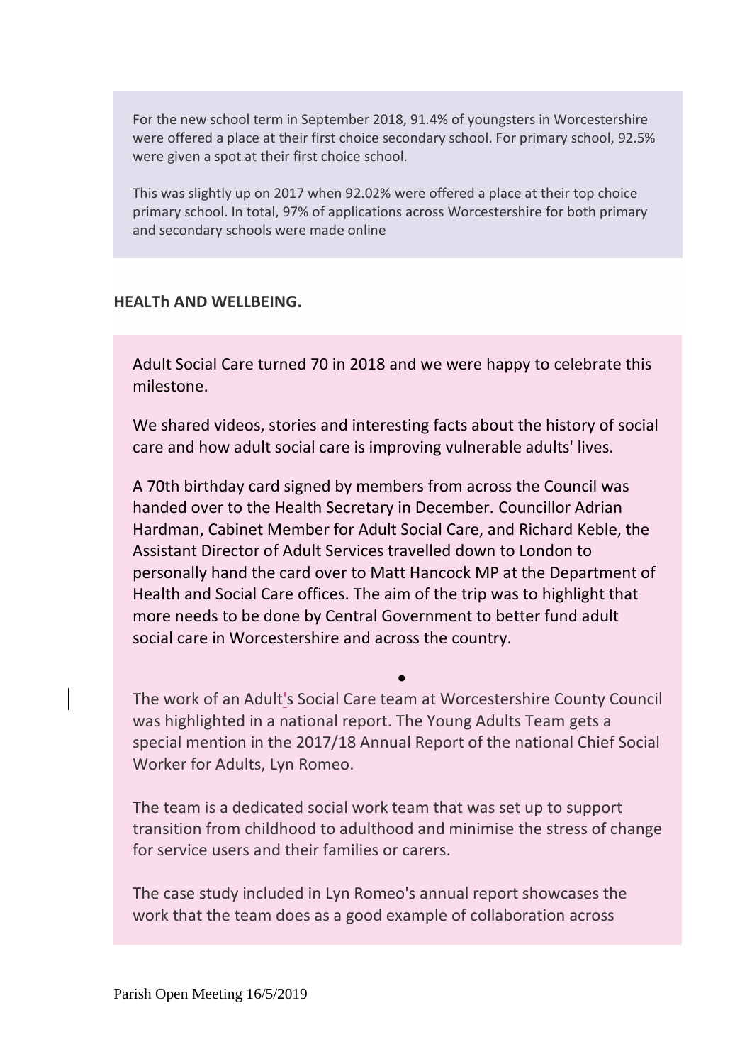For the new school term in September 2018, 91.4% of youngsters in Worcestershire were offered a place at their first choice secondary school. For primary school, 92.5% were given a spot at their first choice school.

This was slightly up on 2017 when 92.02% were offered a place at their top choice primary school. In total, 97% of applications across Worcestershire for both primary and secondary schools were made online

**HEALTh AND WELLBEING.**

Adult Social Care turned 70 in 2018 and we were happy to celebrate this milestone.

We shared videos, stories and interesting facts about the history of social care and how adult social care is improving vulnerable adults' lives.

A 70th birthday card signed by members from across the Council was handed over to the Health Secretary in December. Councillor Adrian Hardman, Cabinet Member for Adult Social Care, and Richard Keble, the Assistant Director of Adult Services travelled down to London to personally hand the card over to Matt Hancock MP at the Department of Health and Social Care offices. The aim of the trip was to highlight that more needs to be done by Central Government to better fund adult social care in Worcestershire and across the country.

•

The work of an Adult's Social Care team at Worcestershire County Council was highlighted in a national report. The Young Adults Team gets a special mention in the 2017/18 Annual Report of the national Chief Social Worker for Adults, Lyn Romeo.

The team is a dedicated social work team that was set up to support transition from childhood to adulthood and minimise the stress of change for service users and their families or carers.

The case study included in Lyn Romeo's annual report showcases the work that the team does as a good example of collaboration across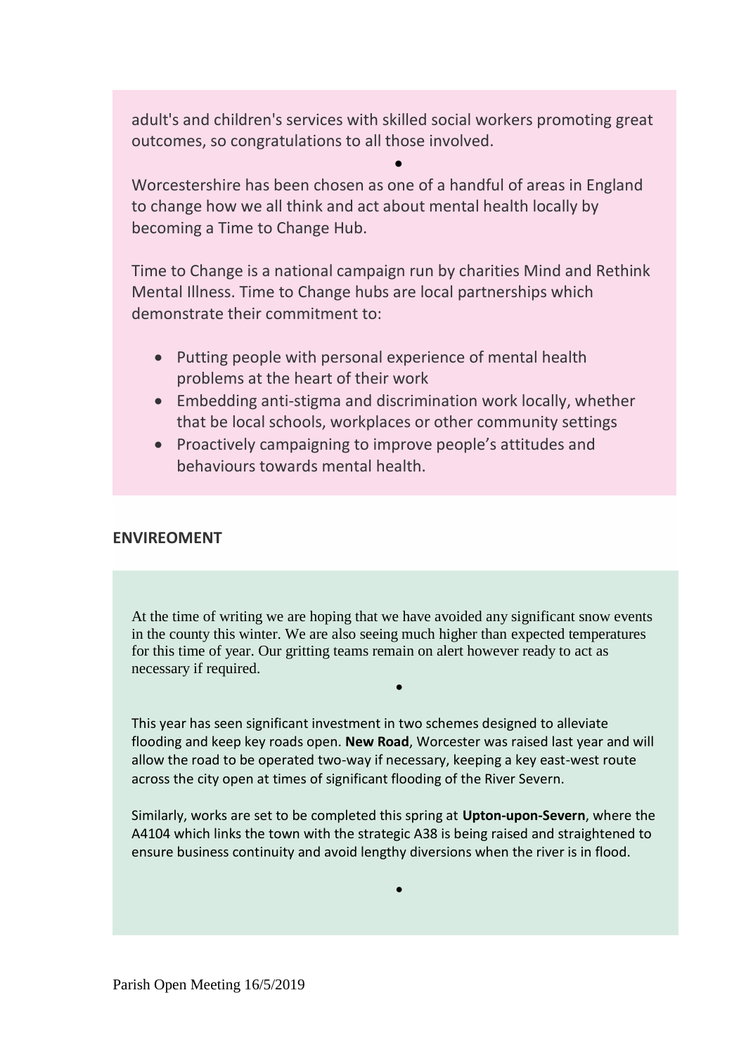adult's and children's services with skilled social workers promoting great outcomes, so congratulations to all those involved.

•

Worcestershire has been chosen as one of a handful of areas in England to change how we all think and act about mental health locally by becoming a Time to Change Hub.

Time to Change is a national campaign run by charities Mind and Rethink Mental Illness. Time to Change hubs are local partnerships which demonstrate their commitment to:

- Putting people with personal experience of mental health problems at the heart of their work
- Embedding anti-stigma and discrimination work locally, whether that be local schools, workplaces or other community settings
- Proactively campaigning to improve people's attitudes and behaviours towards mental health.

**ENVIREOMENT**

At the time of writing we are hoping that we have avoided any significant snow events in the county this winter. We are also seeing much higher than expected temperatures for this time of year. Our gritting teams remain on alert however ready to act as necessary if required.

•

This year has seen significant investment in two schemes designed to alleviate flooding and keep key roads open. **New Road**, Worcester was raised last year and will allow the road to be operated two-way if necessary, keeping a key east-west route across the city open at times of significant flooding of the River Severn.

Similarly, works are set to be completed this spring at **Upton-upon-Severn**, where the A4104 which links the town with the strategic A38 is being raised and straightened to ensure business continuity and avoid lengthy diversions when the river is in flood.

•

Parish Open Meeting 16/5/2019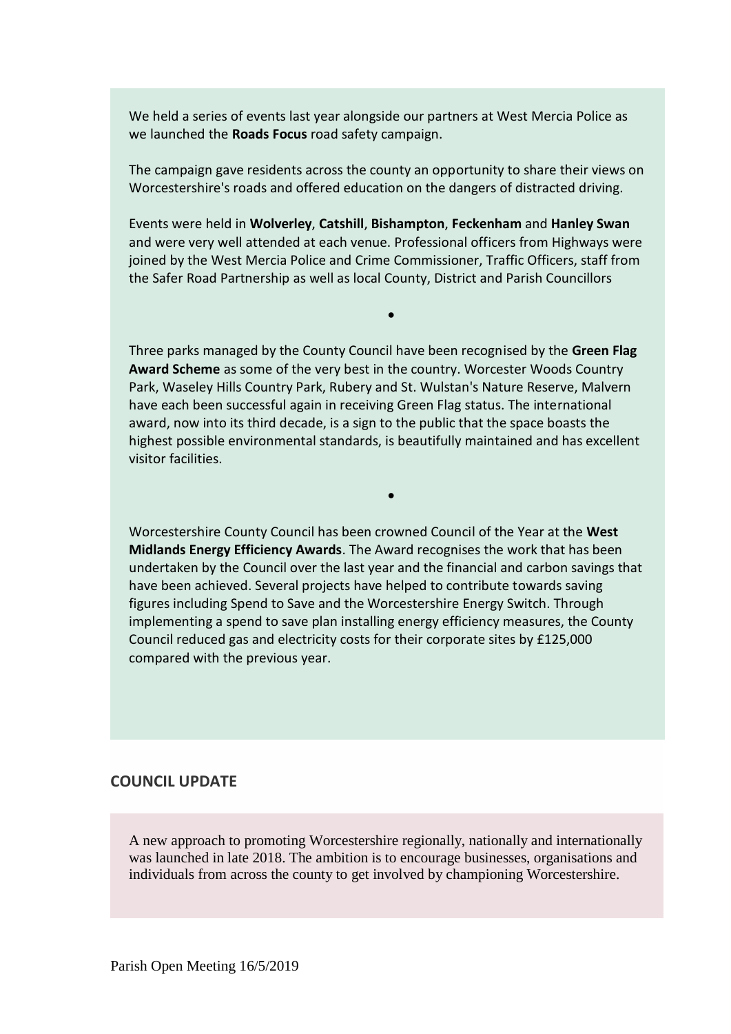We held a series of events last year alongside our partners at West Mercia Police as we launched the **Roads Focus** road safety campaign.

The campaign gave residents across the county an opportunity to share their views on Worcestershire's roads and offered education on the dangers of distracted driving.

Events were held in **Wolverley**, **Catshill**, **Bishampton**, **Feckenham** and **Hanley Swan** and were very well attended at each venue. Professional officers from Highways were joined by the West Mercia Police and Crime Commissioner, Traffic Officers, staff from the Safer Road Partnership as well as local County, District and Parish Councillors

•

Three parks managed by the County Council have been recognised by the **Green Flag Award Scheme** as some of the very best in the country. Worcester Woods Country Park, Waseley Hills Country Park, Rubery and St. Wulstan's Nature Reserve, Malvern have each been successful again in receiving Green Flag status. The international award, now into its third decade, is a sign to the public that the space boasts the highest possible environmental standards, is beautifully maintained and has excellent visitor facilities.

•

Worcestershire County Council has been crowned Council of the Year at the **West Midlands Energy Efficiency Awards**. The Award recognises the work that has been undertaken by the Council over the last year and the financial and carbon savings that have been achieved. Several projects have helped to contribute towards saving figures including Spend to Save and the Worcestershire Energy Switch. Through implementing a spend to save plan installing energy efficiency measures, the County Council reduced gas and electricity costs for their corporate sites by £125,000 compared with the previous year.

## COUNCIL UPDATE

A new approach to promoting Worcestershire regionally, nationally and internationally was launched in late 2018. The ambition is to encourage businesses, organisations and individuals from across the county to get involved by championing Worcestershire.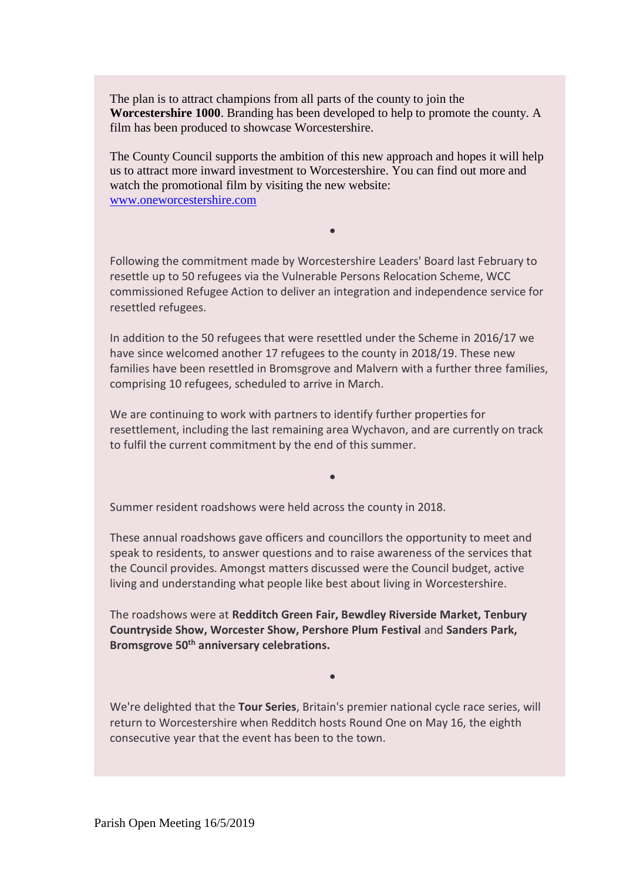The plan is to attract champions from all parts of the county to join the **Worcestershire 1000**. Branding has been developed to help to promote the county. A film has been produced to showcase Worcestershire.

The County Council supports the ambition of this new approach and hopes it will help us to attract more inward investment to Worcestershire. You can find out more and watch the promotional film by visiting the new website: [www.oneworcestershire.com](http://www.oneworcestershire.com)

•

Following the commitment made by Worcestershire Leaders' Board last February to resettle up to 50 refugees via the Vulnerable Persons Relocation Scheme, WCC commissioned Refugee Action to deliver an integration and independence service for resettled refugees.

In addition to the 50 refugees that were resettled under the Scheme in 2016/17 we have since welcomed another 17 refugees to the county in 2018/19. These new families have been resettled in Bromsgrove and Malvern with a further three families, comprising 10 refugees, scheduled to arrive in March.

We are continuing to work with partners to identify further properties for resettlement, including the last remaining area Wychavon, and are currently on track to fulfil the current commitment by the end of this summer.

•

Summer resident roadshows were held across the county in 2018.

These annual roadshows gave officers and councillors the opportunity to meet and speak to residents, to answer questions and to raise awareness of the services that the Council provides. Amongst matters discussed were the Council budget, active living and understanding what people like best about living in Worcestershire.

The roadshows were at **Redditch Green Fair, Bewdley Riverside Market, Tenbury Countryside Show, Worcester Show, Pershore Plum Festival** and **Sanders Park, Bromsgrove 50th anniversary celebrations.**

•

We're delighted that the **Tour Series**, Britain's premier national cycle race series, will return to Worcestershire when Redditch hosts Round One on May 16, the eighth consecutive year that the event has been to the town.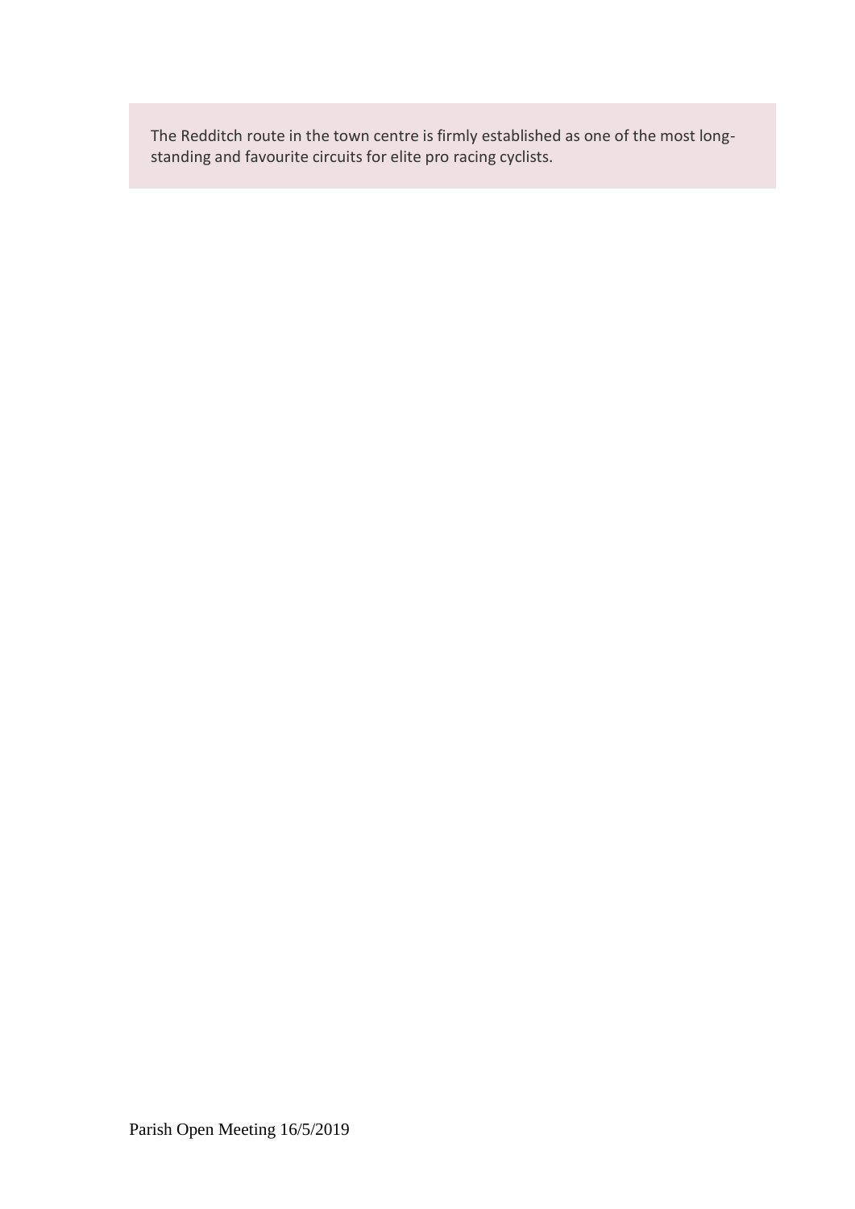The Redditch route in the town centre is firmly established as one of the most long-standing and favourite circuits for elite pro racing cyclists.